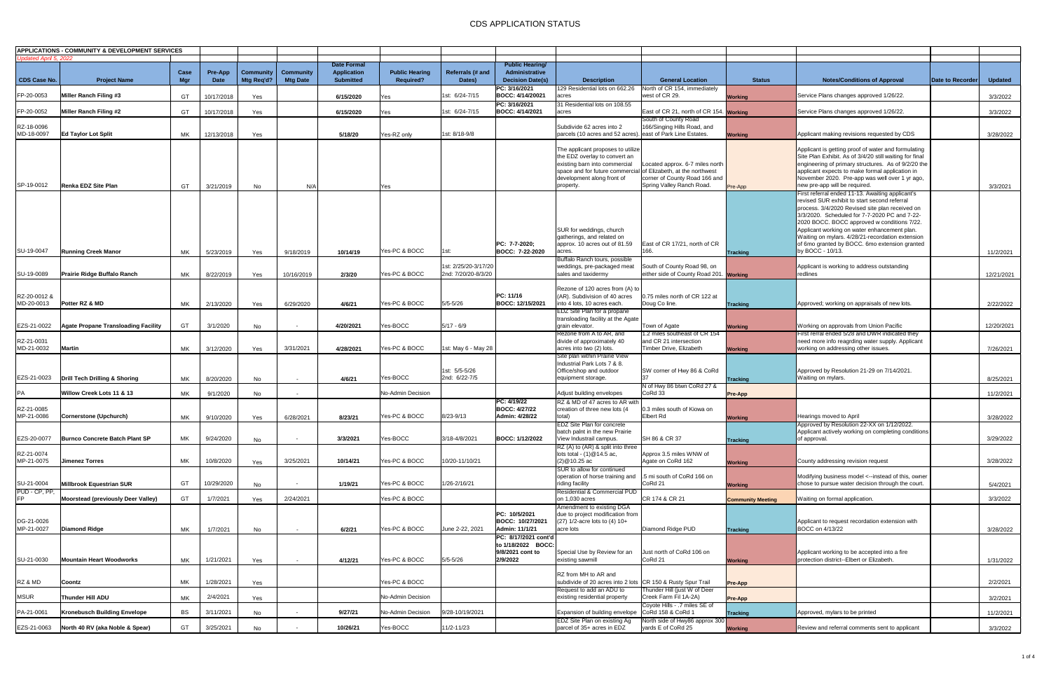# CDS APPLICATION STATUS

**APPLICATIONS - COMMUNITY & DEVELOPMENT SERVICES**

*Updated April 5, 2022*

| CDS Case No. | Project Name | Case Mgr | Pre-App Date | Community Mtg Req'd? | Community Mtg Date | Date Formal Application Submitted | Public Hearing Required? | Referrals (# and Dates) | Public Hearing/ Administrative Decision Date(s) | Description | General Location | Status | Notes/Conditions of Approval | Date to Recorder | Updated |
|---|---|---|---|---|---|---|---|---|---|---|---|---|---|---|---|
| FP-20-0053 | Miller Ranch Filing #3 | GT | 10/17/2018 | Yes | | 6/15/2020 | Yes | 1st: 6/24-7/15 | PC: 3/16/2021 BOCC: 4/14/2021 | 129 Residential lots on 662.26 acres | North of CR 154, immediately west of CR 29. | Working | Service Plans changes approved 1/26/22. | | 3/3/2022 |
| FP-20-0052 | Miller Ranch Filing #2 | GT | 10/17/2018 | Yes | | 6/15/2020 | Yes | 1st: 6/24-7/15 | PC: 3/16/2021 BOCC: 4/14/2021 | 31 Residential lots on 108.55 acres | East of CR 21, north of CR 154. | Working | Service Plans changes approved 1/26/22. | | 3/3/2022 |
| RZ-18-0096 MD-18-0097 | Ed Taylor Lot Split | MK | 12/13/2018 | Yes | | 5/18/20 | Yes-RZ only | 1st: 8/18-9/8 | | Subdivide 62 acres into 2 parcels (10 acres and 52 acres). | South of County Road 166/Singing Hills Road, and east of Park Line Estates. | Working | Applicant making revisions requested by CDS | | 3/28/2022 |
| SP-19-0012 | Renka EDZ Site Plan | GT | 3/21/2019 | No | N/A | | Yes | | | The applicant proposes to utilize the EDZ overlay to convert an existing barn into commercial space and for future commercial development along front of property. | Located approx. 6-7 miles north of Elizabeth, at the northwest corner of County Road 166 and Spring Valley Ranch Road. | Pre-App | Applicant is getting proof of water and formulating Site Plan Exhibit. As of 3/4/20 still waiting for final engineering of primary structures. As of 9/2/20 the applicant expects to make formal application in November 2020. Pre-app was well over 1 yr ago, new pre-app will be required. | | 3/3/2021 |
| SU-19-0047 | Running Creek Manor | MK | 5/23/2019 | Yes | 9/18/2019 | 10/14/19 | Yes-PC & BOCC | 1st: | PC: 7-7-2020; BOCC: 7-22-2020 | SUR for weddings, church gatherings, and related on approx. 10 acres out of 81.59 acres. | East of CR 17/21, north of CR 166. | Tracking | First referral ended 11-13. Awaiting applicant's revised SUR exhibit to start second referral process. 3/4/2020 Revised site plan received on 3/3/2020. Scheduled for 7-7-2020 PC and 7-22-2020 BOCC. BOCC approved w conditions 7/22. Applicant working on water enhancement plan. Waiting on mylars. 4/28/21-recordation extension of 6mo granted by BOCC. 6mo extension granted by BOCC - 10/13. | | 11/2/2021 |
| SU-19-0089 | Prairie Ridge Buffalo Ranch | MK | 8/22/2019 | Yes | 10/16/2019 | 2/3/20 | Yes-PC & BOCC | 1st: 2/25/20-3/17/20 2nd: 7/20/20-8/3/20 | | Buffalo Ranch tours, possible weddings, pre-packaged meat sales and taxidermy | South of County Road 98, on either side of County Road 201. | Working | Applicant is working to address outstanding redlines | | 12/21/2021 |
| RZ-20-0012 & MD-20-0013 | Potter RZ & MD | MK | 2/13/2020 | Yes | 6/29/2020 | 4/6/21 | Yes-PC & BOCC | 5/5-5/26 | PC: 11/16 BOCC: 12/15/2021 | Rezone of 120 acres from (A) to (AR). Subdivision of 40 acres into 4 lots, 10 acres each. | 0.75 miles north of CR 122 at Doug Co line. | Tracking | Approved; working on appraisals of new lots. | | 2/22/2022 |
| EZS-21-0022 | Agate Propane Transloading Facility | GT | 3/1/2020 | No | - | 4/20/2021 | Yes-BOCC | 5/17 - 6/9 | | EDZ Site Plan for a propane transloading facility at the Agate grain elevator. | Town of Agate | Working | Working on approvals from Union Pacific | | 12/20/2021 |
| RZ-21-0031 MD-21-0032 | Martin | MK | 3/12/2020 | Yes | 3/31/2021 | 4/28/2021 | Yes-PC & BOCC | 1st: May 6 - May 28 | | Rezone from A to AR, and divide of approximately 40 acres into two (2) lots. | 1.2 miles southeast of CR 154 and CR 21 intersection Timber Drive, Elizabeth | Working | First rerral ended 5/28 and DWR indicated they need more info reagrding water supply. Applicant working on addressing other issues. | | 7/26/2021 |
| EZS-21-0023 | Drill Tech Drilling & Shoring | MK | 8/20/2020 | No | - | 4/6/21 | Yes-BOCC | 1st: 5/5-5/26 2nd: 6/22-7/5 | | Site plan within Prairie View Industrial Park Lots 7 & 8. Office/shop and outdoor equipment storage. | SW corner of Hwy 86 & CoRd 37 | Tracking | Approved by Resolution 21-29 on 7/14/2021. Waiting on mylars. | | 8/25/2021 |
| PA | Willow Creek Lots 11 & 13 | MK | 9/1/2020 | No | - | | No-Admin Decision | | | Adjust building envelopes | N of Hwy 86 btwn CoRd 27 & CoRd 33 | Pre-App | | | 11/2/2021 |
| RZ-21-0085 MP-21-0086 | Cornerstone (Upchurch) | MK | 9/10/2020 | Yes | 6/28/2021 | 8/23/21 | Yes-PC & BOCC | 8/23-9/13 | PC: 4/19/22 BOCC: 4/27/22 Admin: 4/28/22 | RZ & MD of 47 acres to AR with creation of three new lots (4 total) | 0.3 miles south of Kiowa on Elbert Rd | Working | Hearings moved to April | | 3/28/2022 |
| EZS-20-0077 | Burnco Concrete Batch Plant SP | MK | 9/24/2020 | No | - | 3/3/2021 | Yes-BOCC | 3/18-4/8/2021 | BOCC: 1/12/2022 | EDZ Site Plan for concrete batch palnt in the new Prairie View Industrail campus. | SH 86 & CR 37 | Tracking | Approved by Resolution 22-XX on 1/12/2022. Applicant actively working on completing conditions of approval. | | 3/29/2022 |
| RZ-21-0074 MP-21-0075 | Jimenez Torres | MK | 10/8/2020 | Yes | 3/25/2021 | 10/14/21 | Yes-PC & BOCC | 10/20-11/10/21 | | RZ (A) to (AR) & split into three lots total - (1)@14.5 ac, (2)@10.25 ac | Approx 3.5 miles WNW of Agate on CoRd 162 | Working | County addressing revision request | | 3/28/2022 |
| SU-21-0004 | Millbrook Equestrian SUR | GT | 10/29/2020 | No | - | 1/19/21 | Yes-PC & BOCC | 1/26-2/16/21 | | SUR to allow for continued operation of horse training and riding facility | .5 mi south of CoRd 166 on CoRd 21 | Working | Modifying business model <--instead of this, owner chose to pursue water decision through the court. | | 5/4/2021 |
| PUD - CP, PP, FP | Moorstead (previously Deer Valley) | GT | 1/7/2021 | Yes | 2/24/2021 | | Yes-PC & BOCC | | | Residential & Commercial PUD on 1,030 acres | CR 174 & CR 21 | Community Meeting | Waiting on formal application. | | 3/3/2022 |
| DG-21-0026 MP-21-0027 | Diamond Ridge | MK | 1/7/2021 | No | - | 6/2/21 | Yes-PC & BOCC | June 2-22, 2021 | PC: 10/5/2021 BOCC: 10/27/2021 Admin: 11/1/21 | Amendment to existing DGA due to project modification from (27) 1/2-acre lots to (4) 10+ acre lots | Diamond Ridge PUD | Tracking | Applicant to request recordation extension with BOCC on 4/13/22 | | 3/28/2022 |
| SU-21-0030 | Mountain Heart Woodworks | MK | 1/21/2021 | Yes | - | 4/12/21 | Yes-PC & BOCC | 5/5-5/26 | PC: 8/17/2021 cont'd to 1/18/2022 BOCC: 9/8/2021 cont to 2/9/2022 | Special Use by Review for an existing sawmill | Just north of CoRd 106 on CoRd 21 | Working | Applicant working to be accepted into a fire protection district--Elbert or Elizabeth. | | 1/31/2022 |
| RZ & MD | Coontz | MK | 1/28/2021 | Yes | | | Yes-PC & BOCC | | | RZ from MH to AR and subdivide of 20 acres into 2 lots | CR 150 & Rusty Spur Trail | Pre-App | | | 2/2/2021 |
| MSUR | Thunder Hill ADU | MK | 2/4/2021 | Yes | | | No-Admin Decision | | | Request to add an ADU to existing residential property | Thunder Hill (just W of Deer Creek Farm Fil 1A-2A) | Pre-App | | | 3/2/2021 |
| PA-21-0061 | Kronebusch Building Envelope | BS | 3/11/2021 | No | - | 9/27/21 | No-Admin Decision | 9/28-10/19/2021 | | Expansion of building envelope | Coyote Hills - .7 miles SE of CoRd 158 & CoRd 1 | Tracking | Approved, mylars to be printed | | 11/2/2021 |
| EZS-21-0063 | North 40 RV (aka Noble & Spear) | GT | 3/25/2021 | No | - | 10/26/21 | Yes-BOCC | 11/2-11/23 | | EDZ Site Plan on existing Ag parcel of 35+ acres in EDZ | North side of Hwy86 approx 300 yards E of CoRd 25 | Working | Review and referral comments sent to applicant | | 3/3/2022 |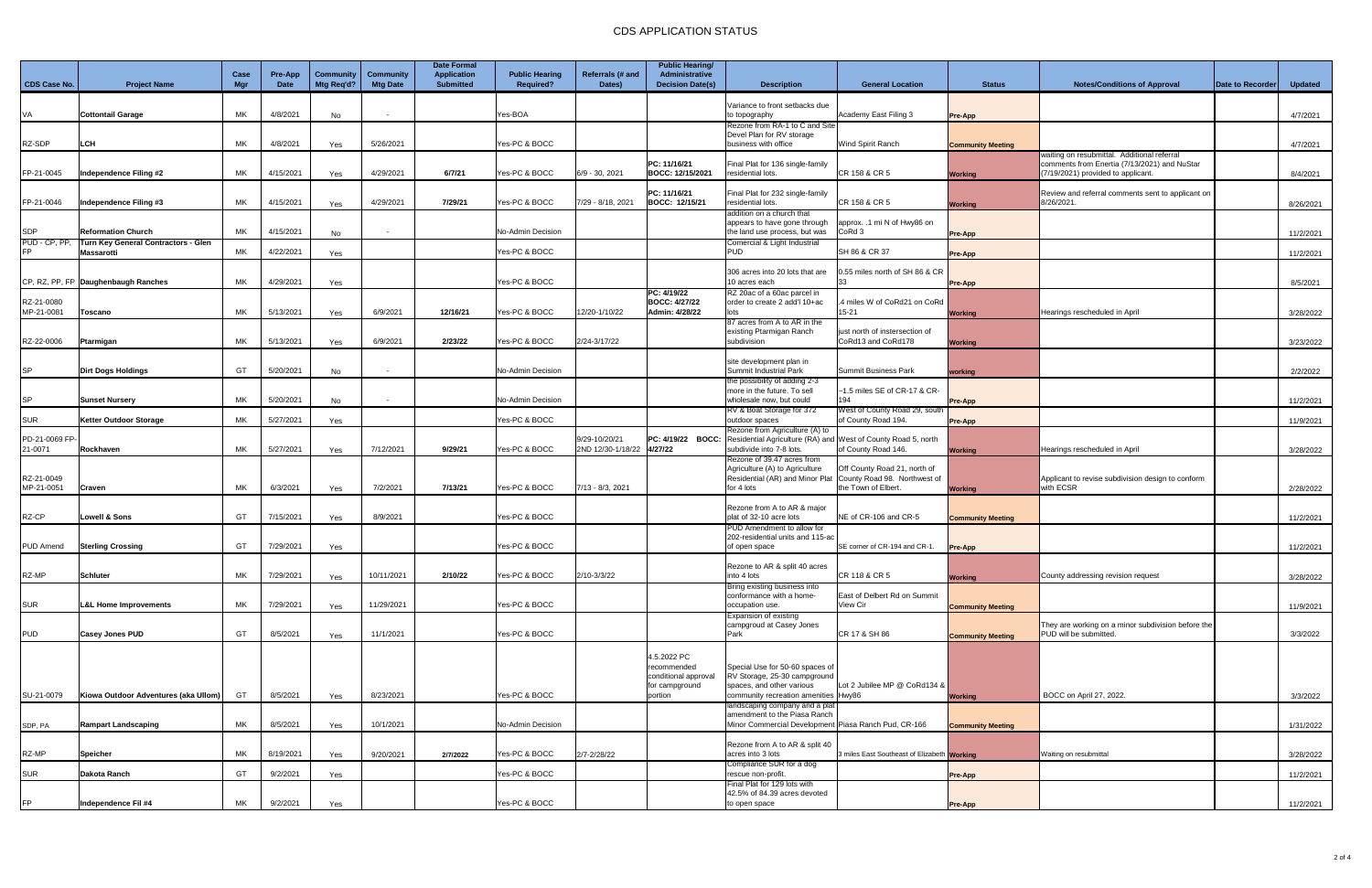# CDS APPLICATION STATUS

| CDS Case No. | Project Name | Case Mgr | Pre-App Date | Community Mtg Req'd? | Community Mtg Date | Date Formal Application Submitted | Public Hearing Required? | Referrals (# and Dates) | Public Hearing/ Administrative Decision Date(s) | Description | General Location | Status | Notes/Conditions of Approval | Date to Recorder | Updated |
|---|---|---|---|---|---|---|---|---|---|---|---|---|---|---|---|
| VA | Cottontail Garage | MK | 4/8/2021 | No | - | | Yes-BOA | | | Variance to front setbacks due to topography | Academy East Filing 3 | Pre-App | | | 4/7/2021 |
| RZ-SDP | LCH | MK | 4/8/2021 | Yes | 5/26/2021 | | Yes-PC & BOCC | | | Rezone from RA-1 to C and Site Devel Plan for RV storage business with office | Wind Spirit Ranch | Community Meeting | | | 4/7/2021 |
| FP-21-0045 | Independence Filing #2 | MK | 4/15/2021 | Yes | 4/29/2021 | 6/7/21 | Yes-PC & BOCC | 6/9 - 30, 2021 | PC: 11/16/21 BOCC: 12/15/2021 | Final Plat for 136 single-family residential lots. | CR 158 & CR 5 | Working | waiting on resubmittal. Additional referral comments from Enertia (7/13/2021) and NuStar (7/19/2021) provided to applicant. | | 8/4/2021 |
| FP-21-0046 | Independence Filing #3 | MK | 4/15/2021 | Yes | 4/29/2021 | 7/29/21 | Yes-PC & BOCC | 7/29 - 8/18, 2021 | PC: 11/16/21 BOCC: 12/15/21 | Final Plat for 232 single-family residential lots. | CR 158 & CR 5 | Working | Review and referral comments sent to applicant on 8/26/2021. | | 8/26/2021 |
| SDP | Reformation Church | MK | 4/15/2021 | No | - | | No-Admin Decision | | | addition on a church that appears to have gone through the land use process, but was | approx. .1 mi N of Hwy86 on CoRd 3 | Pre-App | | | 11/2/2021 |
| PUD - CP, PP, FP | Turn Key General Contractors - Glen Massarotti | MK | 4/22/2021 | Yes | | | Yes-PC & BOCC | | | Comercial & Light Industrial PUD | SH 86 & CR 37 | Pre-App | | | 11/2/2021 |
| CP, RZ, PP, FP | Daughenbaugh Ranches | MK | 4/29/2021 | Yes | | | Yes-PC & BOCC | | | 306 acres into 20 lots that are 10 acres each | 0.55 miles north of SH 86 & CR 33 | Pre-App | | | 8/5/2021 |
| RZ-21-0080 MP-21-0081 | Toscano | MK | 5/13/2021 | Yes | 6/9/2021 | 12/16/21 | Yes-PC & BOCC | 12/20-1/10/22 | PC: 4/19/22 BOCC: 4/27/22 Admin: 4/28/22 | RZ 20ac of a 60ac parcel in order to create 2 add'l 10+ac lots | .4 miles W of CoRd21 on CoRd 15-21 | Working | Hearings rescheduled in April | | 3/28/2022 |
| RZ-22-0006 | Ptarmigan | MK | 5/13/2021 | Yes | 6/9/2021 | 2/23/22 | Yes-PC & BOCC | 2/24-3/17/22 | | 87 acres from A to AR in the existing Ptarmigan Ranch subdivision | just north of instersection of CoRd13 and CoRd178 | Working | | | 3/23/2022 |
| SP | Dirt Dogs Holdings | GT | 5/20/2021 | No | - | | No-Admin Decision | | | site development plan in Summit Industrial Park | Summit Business Park | working | | | 2/2/2022 |
| SP | Sunset Nursery | MK | 5/20/2021 | No | - | | No-Admin Decision | | | the possibility of adding 2-3 more in the future. To sell wholesale now, but could | ~1.5 miles SE of CR-17 & CR-194 | Pre-App | | | 11/2/2021 |
| SUR | Ketter Outdoor Storage | MK | 5/27/2021 | Yes | | | Yes-PC & BOCC | | | RV & Boat Storage for 372 outdoor spaces | West of County Road 29, south of County Road 194. | Pre-App | | | 11/9/2021 |
| PD-21-0069 FP-21-0071 | Rockhaven | MK | 5/27/2021 | Yes | 7/12/2021 | 9/29/21 | Yes-PC & BOCC | 9/29-10/20/21 2ND 12/30-1/18/22 | PC: 4/19/22 BOCC: 4/27/22 | Rezone from Agriculture (A) to Residential Agriculture (RA) and subdivide into 7-8 lots. | West of County Road 5, north of County Road 146. | Working | Hearings rescheduled in April | | 3/28/2022 |
| RZ-21-0049 MP-21-0051 | Craven | MK | 6/3/2021 | Yes | 7/2/2021 | 7/13/21 | Yes-PC & BOCC | 7/13 - 8/3, 2021 | | Rezone of 39.47 acres from Agriculture (A) to Agriculture Residential (AR) and Minor Plat for 4 lots | Off County Road 21, north of County Road 98. Northwest of the Town of Elbert. | Working | Applicant to revise subdivision design to conform with ECSR | | 2/28/2022 |
| RZ-CP | Lowell & Sons | GT | 7/15/2021 | Yes | 8/9/2021 | | Yes-PC & BOCC | | | Rezone from A to AR & major plat of 32-10 acre lots | NE of CR-106 and CR-5 | Community Meeting | | | 11/2/2021 |
| PUD Amend | Sterling Crossing | GT | 7/29/2021 | Yes | | | Yes-PC & BOCC | | | PUD Amendment to allow for 202-residential units and 115-ac of open space | SE corner of CR-194 and CR-1. | Pre-App | | | 11/2/2021 |
| RZ-MP | Schluter | MK | 7/29/2021 | Yes | 10/11/2021 | 2/10/22 | Yes-PC & BOCC | 2/10-3/3/22 | | Rezone to AR & split 40 acres into 4 lots | CR 118 & CR 5 | Working | County addressing revision request | | 3/28/2022 |
| SUR | L&L Home Improvements | MK | 7/29/2021 | Yes | 11/29/2021 | | Yes-PC & BOCC | | | Bring existing business into conformance with a home-occupation use. | East of Delbert Rd on Summit View Cir | Community Meeting | | | 11/9/2021 |
| PUD | Casey Jones PUD | GT | 8/5/2021 | Yes | 11/1/2021 | | Yes-PC & BOCC | | | Expansion of existing campgroud at Casey Jones Park | CR 17 & SH 86 | Community Meeting | They are working on a minor subdivision before the PUD will be submitted. | | 3/3/2022 |
| SU-21-0079 | Kiowa Outdoor Adventures (aka Ullom) | GT | 8/5/2021 | Yes | 8/23/2021 | | Yes-PC & BOCC | | 4.5.2022 PC recommended conditional approval for campground portion | Special Use for 50-60 spaces of RV Storage, 25-30 campground spaces, and other various community recreation amenities | Lot 2 Jubilee MP @ CoRd134 & Hwy86 | Working | BOCC on April 27, 2022. | | 3/3/2022 |
| SDP, PA | Rampart Landscaping | MK | 8/5/2021 | Yes | 10/1/2021 | | No-Admin Decision | | | landscaping company and a plat amendment to the Piasa Ranch Minor Commercial Development | Piasa Ranch Pud, CR-166 | Community Meeting | | | 1/31/2022 |
| RZ-MP | Speicher | MK | 8/19/2021 | Yes | 9/20/2021 | 2/7/2022 | Yes-PC & BOCC | 2/7-2/28/22 | | Rezone from A to AR & split 40 acres into 3 lots | 3 miles East Southeast of Elizabeth | Working | Waiting on resubmittal | | 3/28/2022 |
| SUR | Dakota Ranch | GT | 9/2/2021 | Yes | | | Yes-PC & BOCC | | | Compliance SUR for a dog rescue non-profit. | | Pre-App | | | 11/2/2021 |
| FP | Independence Fil #4 | MK | 9/2/2021 | Yes | | | Yes-PC & BOCC | | | Final Plat for 129 lots with 42.5% of 84.39 acres devoted to open space | | Pre-App | | | 11/2/2021 |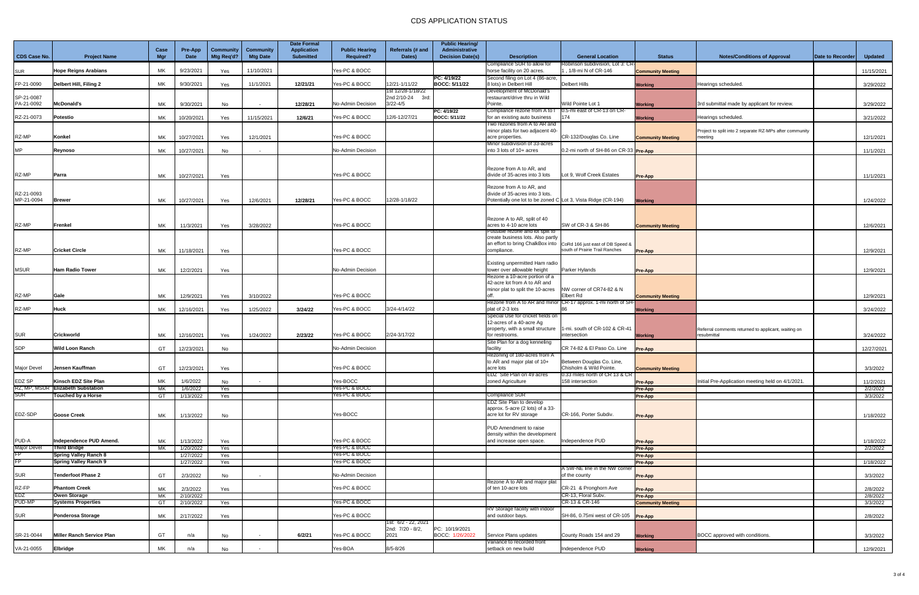# CDS APPLICATION STATUS

| CDS Case No. | Project Name | Case Mgr | Pre-App Date | Community Mtg Req'd? | Community Mtg Date | Date Formal Application Submitted | Public Hearing Required? | Referrals (# and Dates) | Public Hearing/ Administrative Decision Date(s) | Description | General Location | Status | Notes/Conditions of Approval | Date to Recorder | Updated |
|---|---|---|---|---|---|---|---|---|---|---|---|---|---|---|---|
| SUR | Hope Reigns Arabians | MK | 9/23/2021 | Yes | 11/10/2021 | | Yes-PC & BOCC | | | Compliance SUR to allow for horse facility on 20 acres. | Robinson subdivision, Lot 3. CR-1 , 1/8-mi N of CR-146 | Community Meeting | | | 11/15/2021 |
| FP-21-0090 | Delbert Hill, Filing 2 | MK | 9/30/2021 | Yes | 11/1/2021 | 12/21/21 | Yes-PC & BOCC | 12/21-1/11/22 | PC: 4/19/22 BOCC: 5/11/22 | Second filing on Lot 4 (86-acre, 8 lots) in Delbert Hill | Delbert Hills | Working | Hearings scheduled. | | 3/29/2022 |
| SP-21-0087 SP-21-0092 | McDonald's | MK | 9/30/2021 | No | - | 12/28/21 | No-Admin Decision | 1st 12/28-1/18/22 2nd 2/10-24 3rd: 3/22-4/5 | | Development of McDonald's restaurant/drive thru in Wild Pointe. | Wild Pointe Lot 1 | Working | 3rd submittal made by applicant for review. | | 3/29/2022 |
| RZ-21-0073 | Potestio | MK | 10/20/2021 | Yes | 11/15/2021 | 12/6/21 | Yes-PC & BOCC | 12/6-12/27/21 | PC: 4/19/22 BOCC: 5/11/22 | Compliance rezone from A to I for an existing auto business | 0.5-mi east of CR-13 on CR-174 | Working | Hearings scheduled. | | 3/21/2022 |
| RZ-MP | Konkel | MK | 10/27/2021 | Yes | 12/1/2021 | | Yes-PC & BOCC | | | Two rezones from A to AR and minor plats for two adjacent 40-acre properties. | CR-132/Douglas Co. Line | Community Meeting | Project to split into 2 separate RZ-MPs after community meeting | | 12/1/2021 |
| MP | Reynoso | MK | 10/27/2021 | No | - | | No-Admin Decision | | | Minor subdivision of 33-acres into 3 lots of 10+ acres | 0.2-mi north of SH-86 on CR-33 | Pre-App | | | 11/1/2021 |
| RZ-MP | Parra | MK | 10/27/2021 | Yes | | | Yes-PC & BOCC | | | Rezone from A to AR, and divide of 35-acres into 3 lots | Lot 9, Wolf Creek Estates | Pre-App | | | 11/1/2021 |
| RZ-21-0093 MP-21-0094 | Brewer | MK | 10/27/2021 | Yes | 12/6/2021 | 12/28/21 | Yes-PC & BOCC | 12/28-1/18/22 | | Rezone from A to AR, and divide of 35-acres into 3 lots. Potentially one lot to be zoned C | Lot 3, Vista Ridge (CR-194) | Working | | | 1/24/2022 |
| RZ-MP | Frenkel | MK | 11/3/2021 | Yes | 3/28/2022 | | Yes-PC & BOCC | | | Rezone A to AR, split of 40 acres to 4-10 acre lots | SW of CR-3 & SH-86 | Community Meeting | | | 12/6/2021 |
| RZ-MP | Cricket Circle | MK | 11/18/2021 | Yes | | | Yes-PC & BOCC | | | Possible rezone and lot split to create business lots. Also partly an effort to bring ChalkBox into compliance. | CoRd 166 just east of DB Speed & south of Prairie Trail Ranches | Pre-App | | | 12/9/2021 |
| MSUR | Ham Radio Tower | MK | 12/2/2021 | Yes | | | No-Admin Decision | | | Existing unpermitted Ham radio tower over allowable height | Parker Hylands | Pre-App | | | 12/9/2021 |
| RZ-MP | Gale | MK | 12/9/2021 | Yes | 3/10/2022 | | Yes-PC & BOCC | | | Rezone a 10-acre portion of a 42-acre lot from A to AR and minor plat to split the 10-acres off. | NW corner of CR74-82 & N Elbert Rd | Community Meeting | | | 12/9/2021 |
| RZ-MP | Huck | MK | 12/16/2021 | Yes | 1/25/2022 | 3/24/22 | Yes-PC & BOCC | 3/24-4/14/22 | | Rezone from A to AR and minor plat of 2-3 lots | CR-17 approx. 1-mi north of SH-86 | Working | | | 3/24/2022 |
| SUR | Crickworld | MK | 12/16/2021 | Yes | 1/24/2022 | 2/23/22 | Yes-PC & BOCC | 2/24-3/17/22 | | Special Use for cricket fields on 12-acres of a 40-acre Ag property, with a small structure for restrooms. | 1-mi. south of CR-102 & CR-41 intersection | Working | Referral comments returned to applicant, waiting on resubmittal | | 3/24/2022 |
| SDP | Wild Loon Ranch | GT | 12/23/2021 | No | | | No-Admin Decision | | | Site Plan for a dog kenneling facility | CR 74-82 & El Paso Co. Line | Pre-App | | | 12/27/2021 |
| Major Devel | Jensen Kauffman | GT | 12/23/2021 | Yes | | | Yes-PC & BOCC | | | Rezoning of 180-acres from A to AR and major plat of 10+ acre lots | Between Douglas Co. Line, Chisholm & Wild Pointe. | Community Meeting | | | 3/3/2022 |
| EDZ SP | Kinsch EDZ Site Plan | MK | 1/6/2022 | No | - | | Yes-BOCC | | | EDZ Site Plan on 49 acres zoned Agriculture | 0.33 miles north of CR 13 & CR 158 intersection | Pre-App | Initial Pre-Application meeting held on 4/1/2021. | | 11/2/2021 |
| RZ, MP, MSUR | Elizabeth Substation | MK | 1/6/2022 | Yes | | | Yes-PC & BOCC | | | | | Pre-App | | | 2/2/2022 |
| SUR | Touched by a Horse | GT | 1/13/2022 | Yes | | | Yes-PC & BOCC | | | Compliance SUR | | Pre-App | | | 3/3/2022 |
| EDZ-SDP | Goose Creek | MK | 1/13/2022 | No | | | Yes-BOCC | | | EDZ Site Plan to develop approx. 5-acre (2 lots) of a 33-acre lot for RV storage | CR-166, Porter Subdiv. | Pre-App | | | 1/18/2022 |
| PUD-A | Independence PUD Amend. | MK | 1/13/2022 | Yes | | | Yes-PC & BOCC | | | PUD Amendment to raise density within the development and increase open space. | Independence PUD | Pre-App | | | 1/18/2022 |
| Major Devel | Third Bridge | MK | 1/20/2022 | Yes | | | Yes-PC & BOCC | | | | | Pre-App | | | 2/2/2022 |
| FP | Spring Valley Ranch 8 | | 1/27/2022 | Yes | | | Yes-PC & BOCC | | | | | Pre-App | | | |
| FP | Spring Valley Ranch 9 | | 1/27/2022 | Yes | | | Yes-PC & BOCC | | | | | Pre-App | | | 1/18/2022 |
| SUR | Tenderfoot Phase 2 | GT | 2/3/2022 | No | - | | No-Admin Decision | | | | A SW-NE line in the NW corner of the county | Pre-App | | | 3/3/2022 |
| RZ-FP | Phantom Creek | MK | 2/3/2022 | Yes | | | Yes-PC & BOCC | | | Rezone A to AR and major plat of ten 10-acre lots | CR-21 & Pronghorn Ave | Pre-App | | | 2/8/2022 |
| EDZ | Owen Storage | MK | 2/10/2022 | | | | | | | | CR-13, Floral Subv. | Pre-App | | | 2/8/2022 |
| PUD-MP | Systems Properties | GT | 2/10/2022 | Yes | | | Yes-PC & BOCC | | | | CR-13 & CR-146 | Community Meeting | | | 3/3/2022 |
| SUR | Ponderosa Storage | MK | 2/17/2022 | Yes | | | Yes-PC & BOCC | | | RV Storage facility with indoor and outdoor bays. | SH-86, 0.75mi west of CR-105 | Pre-App | | | 2/8/2022 |
| SR-21-0044 | Miller Ranch Service Plan | GT | n/a | No | - | 6/2/21 | Yes-PC & BOCC | 1st: 6/2 - 22, 2021 2nd: 7/20 - 8/2, 2021 | PC: 10/19/2021 BOCC: 1/26/2022 | Service Plans updates | County Roads 154 and 29 | Working | BOCC approved with conditions. | | 3/3/2022 |
| VA-21-0055 | Elbridge | MK | n/a | No | - | | Yes-BOA | 8/5-8/26 | | Variance to recorded front setback on new build | Independence PUD | Working | | | 12/9/2021 |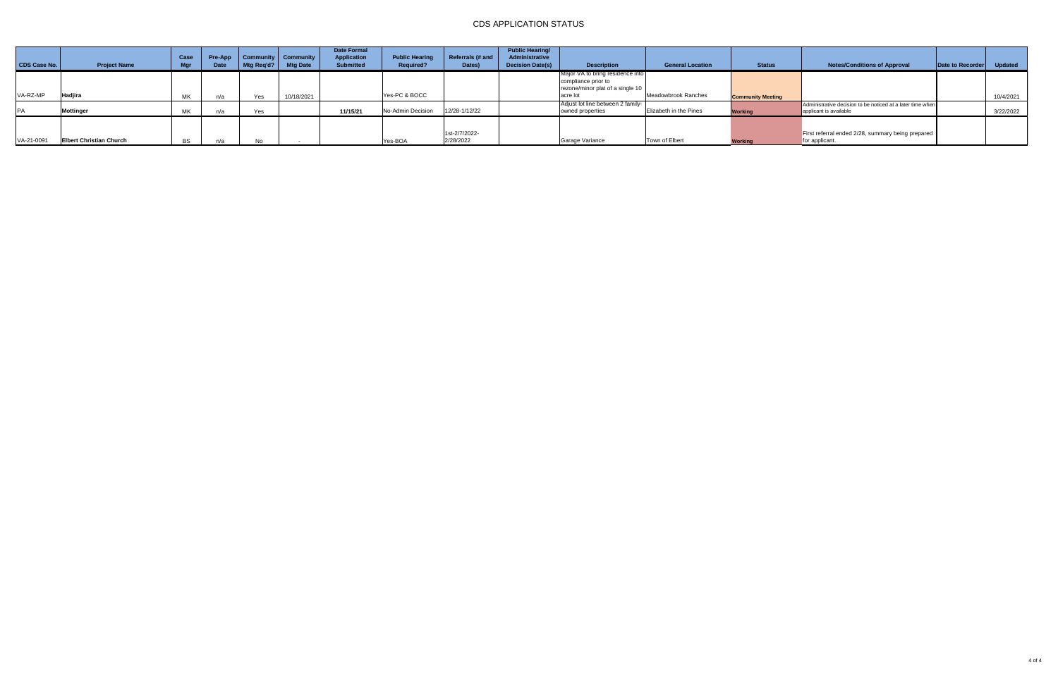# CDS APPLICATION STATUS

| CDS Case No. | Project Name | Case Mgr | Pre-App Date | Community Mtg Req'd? | Community Mtg Date | Date Formal Application Submitted | Public Hearing Required? | Referrals (# and Dates) | Public Hearing/ Administrative Decision Date(s) | Description | General Location | Status | Notes/Conditions of Approval | Date to Recorder | Updated |
|---|---|---|---|---|---|---|---|---|---|---|---|---|---|---|---|
| VA-RZ-MP | **Hadjira** | MK | n/a | Yes | 10/18/2021 | | Yes-PC & BOCC | | | Major VA to bring residence into compliance prior to rezone/minor plat of a single 10 acre lot | Meadowbrook Ranches | **Community Meeting** | | | 10/4/2021 |
| PA | **Mottinger** | MK | n/a | Yes | | **11/15/21** | No-Admin Decision | 12/28-1/12/22 | | Adjust lot line between 2 family-owned properties | Elizabeth in the Pines | **Working** | Administrative decision to be noticed at a later time when applicant is available | | 3/22/2022 |
| VA-21-0091 | **Elbert Christian Church** | BS | n/a | No | - | | Yes-BOA | 1st-2/7/2022-2/28/2022 | | Garage Variance | Town of Elbert | **Working** | First referral ended 2/28, summary being prepared for applicant. | | |